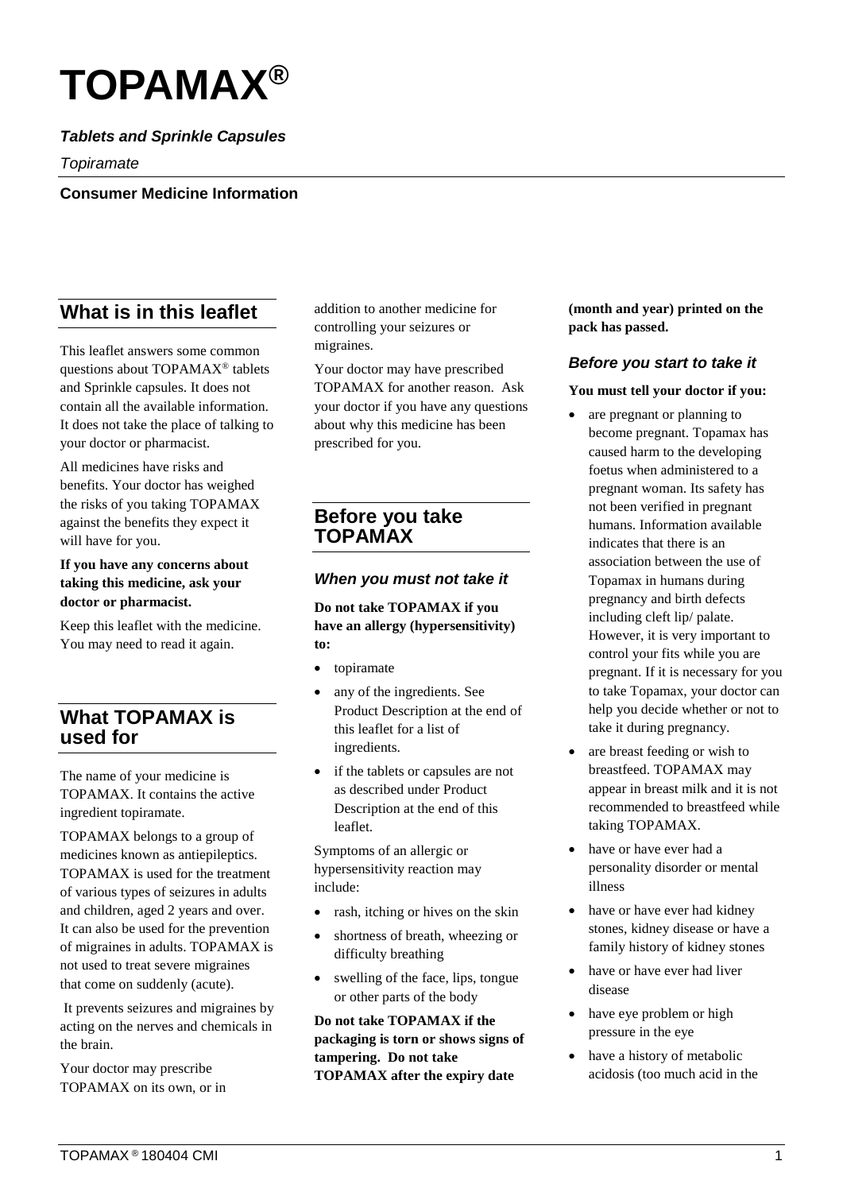# TOPAMAX®

***Tablets and Sprinkle Capsules***

*Topiramate*

**Consumer Medicine Information**

## What is in this leaflet

This leaflet answers some common questions about TOPAMAX® tablets and Sprinkle capsules. It does not contain all the available information. It does not take the place of talking to your doctor or pharmacist.

All medicines have risks and benefits. Your doctor has weighed the risks of you taking TOPAMAX against the benefits they expect it will have for you.

**If you have any concerns about taking this medicine, ask your doctor or pharmacist.**

Keep this leaflet with the medicine. You may need to read it again.

## What TOPAMAX is used for

The name of your medicine is TOPAMAX. It contains the active ingredient topiramate.

TOPAMAX belongs to a group of medicines known as antiepileptics. TOPAMAX is used for the treatment of various types of seizures in adults and children, aged 2 years and over. It can also be used for the prevention of migraines in adults. TOPAMAX is not used to treat severe migraines that come on suddenly (acute).

It prevents seizures and migraines by acting on the nerves and chemicals in the brain.

Your doctor may prescribe TOPAMAX on its own, or in addition to another medicine for controlling your seizures or migraines.

Your doctor may have prescribed TOPAMAX for another reason. Ask your doctor if you have any questions about why this medicine has been prescribed for you.

## Before you take TOPAMAX

### *When you must not take it*

**Do not take TOPAMAX if you have an allergy (hypersensitivity) to:**

- topiramate
- any of the ingredients. See Product Description at the end of this leaflet for a list of ingredients.
- if the tablets or capsules are not as described under Product Description at the end of this leaflet.

Symptoms of an allergic or hypersensitivity reaction may include:

- rash, itching or hives on the skin
- shortness of breath, wheezing or difficulty breathing
- swelling of the face, lips, tongue or other parts of the body

**Do not take TOPAMAX if the packaging is torn or shows signs of tampering. Do not take TOPAMAX after the expiry date (month and year) printed on the pack has passed.**

### *Before you start to take it*

**You must tell your doctor if you:**

- are pregnant or planning to become pregnant. Topamax has caused harm to the developing foetus when administered to a pregnant woman. Its safety has not been verified in pregnant humans. Information available indicates that there is an association between the use of Topamax in humans during pregnancy and birth defects including cleft lip/ palate. However, it is very important to control your fits while you are pregnant. If it is necessary for you to take Topamax, your doctor can help you decide whether or not to take it during pregnancy.
- are breast feeding or wish to breastfeed. TOPAMAX may appear in breast milk and it is not recommended to breastfeed while taking TOPAMAX.
- have or have ever had a personality disorder or mental illness
- have or have ever had kidney stones, kidney disease or have a family history of kidney stones
- have or have ever had liver disease
- have eye problem or high pressure in the eye
- have a history of metabolic acidosis (too much acid in the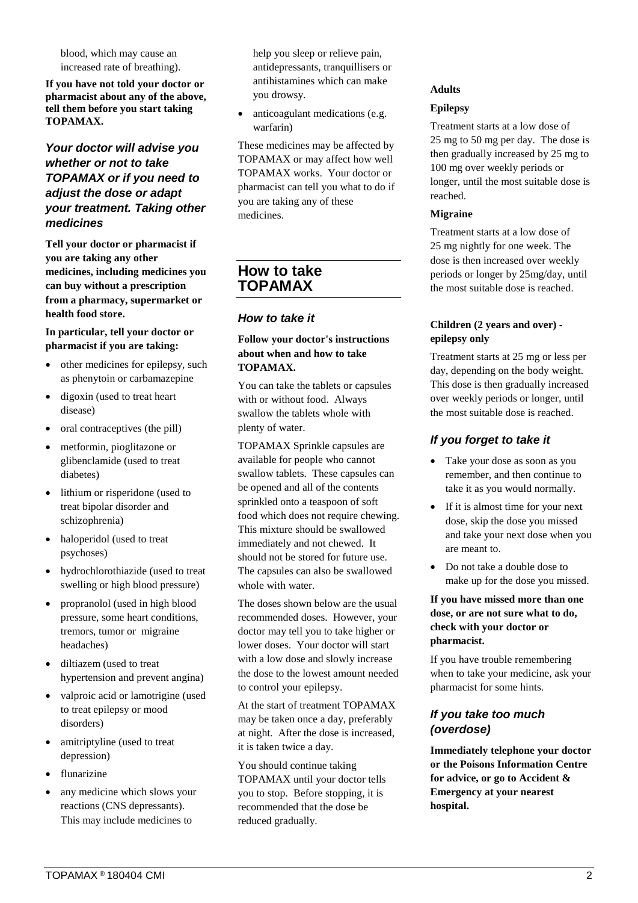blood, which may cause an increased rate of breathing).

**If you have not told your doctor or pharmacist about any of the above, tell them before you start taking TOPAMAX.**

### *Your doctor will advise you whether or not to take TOPAMAX or if you need to adjust the dose or adapt your treatment. Taking other medicines*

**Tell your doctor or pharmacist if you are taking any other medicines, including medicines you can buy without a prescription from a pharmacy, supermarket or health food store.**

**In particular, tell your doctor or pharmacist if you are taking:**

- other medicines for epilepsy, such as phenytoin or carbamazepine
- digoxin (used to treat heart disease)
- oral contraceptives (the pill)
- metformin, pioglitazone or glibenclamide (used to treat diabetes)
- lithium or risperidone (used to treat bipolar disorder and schizophrenia)
- haloperidol (used to treat psychoses)
- hydrochlorothiazide (used to treat swelling or high blood pressure)
- propranolol (used in high blood pressure, some heart conditions, tremors, tumor or migraine headaches)
- diltiazem (used to treat hypertension and prevent angina)
- valproic acid or lamotrigine (used to treat epilepsy or mood disorders)
- amitriptyline (used to treat depression)
- flunarizine
- any medicine which slows your reactions (CNS depressants). This may include medicines to help you sleep or relieve pain, antidepressants, tranquillisers or antihistamines which can make you drowsy.
- anticoagulant medications (e.g. warfarin)

These medicines may be affected by TOPAMAX or may affect how well TOPAMAX works. Your doctor or pharmacist can tell you what to do if you are taking any of these medicines.

## How to take TOPAMAX

### *How to take it*

**Follow your doctor's instructions about when and how to take TOPAMAX.**

You can take the tablets or capsules with or without food. Always swallow the tablets whole with plenty of water.

TOPAMAX Sprinkle capsules are available for people who cannot swallow tablets. These capsules can be opened and all of the contents sprinkled onto a teaspoon of soft food which does not require chewing. This mixture should be swallowed immediately and not chewed. It should not be stored for future use. The capsules can also be swallowed whole with water.

The doses shown below are the usual recommended doses. However, your doctor may tell you to take higher or lower doses. Your doctor will start with a low dose and slowly increase the dose to the lowest amount needed to control your epilepsy.

At the start of treatment TOPAMAX may be taken once a day, preferably at night. After the dose is increased, it is taken twice a day.

You should continue taking TOPAMAX until your doctor tells you to stop. Before stopping, it is recommended that the dose be reduced gradually.

**Adults**

**Epilepsy**

Treatment starts at a low dose of 25 mg to 50 mg per day. The dose is then gradually increased by 25 mg to 100 mg over weekly periods or longer, until the most suitable dose is reached.

**Migraine**

Treatment starts at a low dose of 25 mg nightly for one week. The dose is then increased over weekly periods or longer by 25mg/day, until the most suitable dose is reached.

**Children (2 years and over) - epilepsy only**

Treatment starts at 25 mg or less per day, depending on the body weight. This dose is then gradually increased over weekly periods or longer, until the most suitable dose is reached.

### *If you forget to take it*

- Take your dose as soon as you remember, and then continue to take it as you would normally.
- If it is almost time for your next dose, skip the dose you missed and take your next dose when you are meant to.
- Do not take a double dose to make up for the dose you missed.

**If you have missed more than one dose, or are not sure what to do, check with your doctor or pharmacist.**

If you have trouble remembering when to take your medicine, ask your pharmacist for some hints.

### *If you take too much (overdose)*

**Immediately telephone your doctor or the Poisons Information Centre for advice, or go to Accident & Emergency at your nearest hospital.**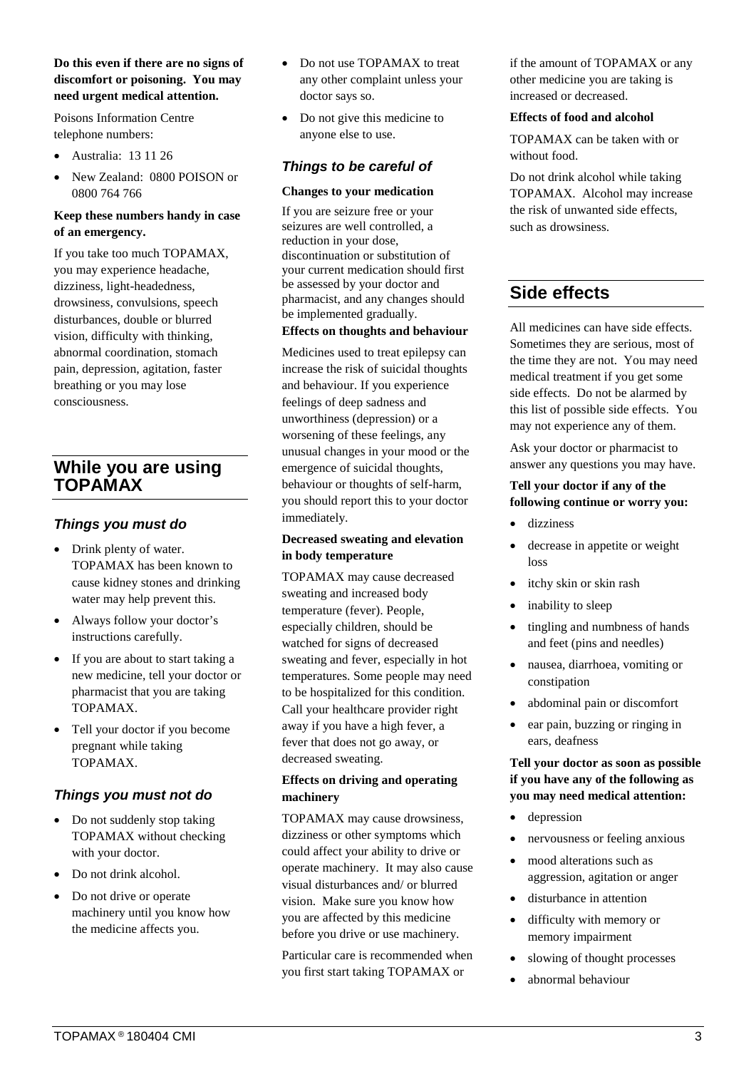**Do this even if there are no signs of discomfort or poisoning. You may need urgent medical attention.**

Poisons Information Centre telephone numbers:

- Australia: 13 11 26
- New Zealand: 0800 POISON or 0800 764 766

**Keep these numbers handy in case of an emergency.**

If you take too much TOPAMAX, you may experience headache, dizziness, light-headedness, drowsiness, convulsions, speech disturbances, double or blurred vision, difficulty with thinking, abnormal coordination, stomach pain, depression, agitation, faster breathing or you may lose consciousness.

## While you are using TOPAMAX

### *Things you must do*

- Drink plenty of water. TOPAMAX has been known to cause kidney stones and drinking water may help prevent this.
- Always follow your doctor's instructions carefully.
- If you are about to start taking a new medicine, tell your doctor or pharmacist that you are taking TOPAMAX.
- Tell your doctor if you become pregnant while taking TOPAMAX.

### *Things you must not do*

- Do not suddenly stop taking TOPAMAX without checking with your doctor.
- Do not drink alcohol.
- Do not drive or operate machinery until you know how the medicine affects you.
- Do not use TOPAMAX to treat any other complaint unless your doctor says so.
- Do not give this medicine to anyone else to use.

### *Things to be careful of*

**Changes to your medication**

If you are seizure free or your seizures are well controlled, a reduction in your dose, discontinuation or substitution of your current medication should first be assessed by your doctor and pharmacist, and any changes should be implemented gradually.

**Effects on thoughts and behaviour**

Medicines used to treat epilepsy can increase the risk of suicidal thoughts and behaviour. If you experience feelings of deep sadness and unworthiness (depression) or a worsening of these feelings, any unusual changes in your mood or the emergence of suicidal thoughts, behaviour or thoughts of self-harm, you should report this to your doctor immediately.

**Decreased sweating and elevation in body temperature**

TOPAMAX may cause decreased sweating and increased body temperature (fever). People, especially children, should be watched for signs of decreased sweating and fever, especially in hot temperatures. Some people may need to be hospitalized for this condition. Call your healthcare provider right away if you have a high fever, a fever that does not go away, or decreased sweating.

**Effects on driving and operating machinery**

TOPAMAX may cause drowsiness, dizziness or other symptoms which could affect your ability to drive or operate machinery. It may also cause visual disturbances and/ or blurred vision. Make sure you know how you are affected by this medicine before you drive or use machinery.

Particular care is recommended when you first start taking TOPAMAX or if the amount of TOPAMAX or any other medicine you are taking is increased or decreased.

**Effects of food and alcohol**

TOPAMAX can be taken with or without food.

Do not drink alcohol while taking TOPAMAX. Alcohol may increase the risk of unwanted side effects, such as drowsiness.

## Side effects

All medicines can have side effects. Sometimes they are serious, most of the time they are not. You may need medical treatment if you get some side effects. Do not be alarmed by this list of possible side effects. You may not experience any of them.

Ask your doctor or pharmacist to answer any questions you may have.

**Tell your doctor if any of the following continue or worry you:**

- dizziness
- decrease in appetite or weight loss
- itchy skin or skin rash
- inability to sleep
- tingling and numbness of hands and feet (pins and needles)
- nausea, diarrhoea, vomiting or constipation
- abdominal pain or discomfort
- ear pain, buzzing or ringing in ears, deafness

**Tell your doctor as soon as possible if you have any of the following as you may need medical attention:**

- depression
- nervousness or feeling anxious
- mood alterations such as aggression, agitation or anger
- disturbance in attention
- difficulty with memory or memory impairment
- slowing of thought processes
- abnormal behaviour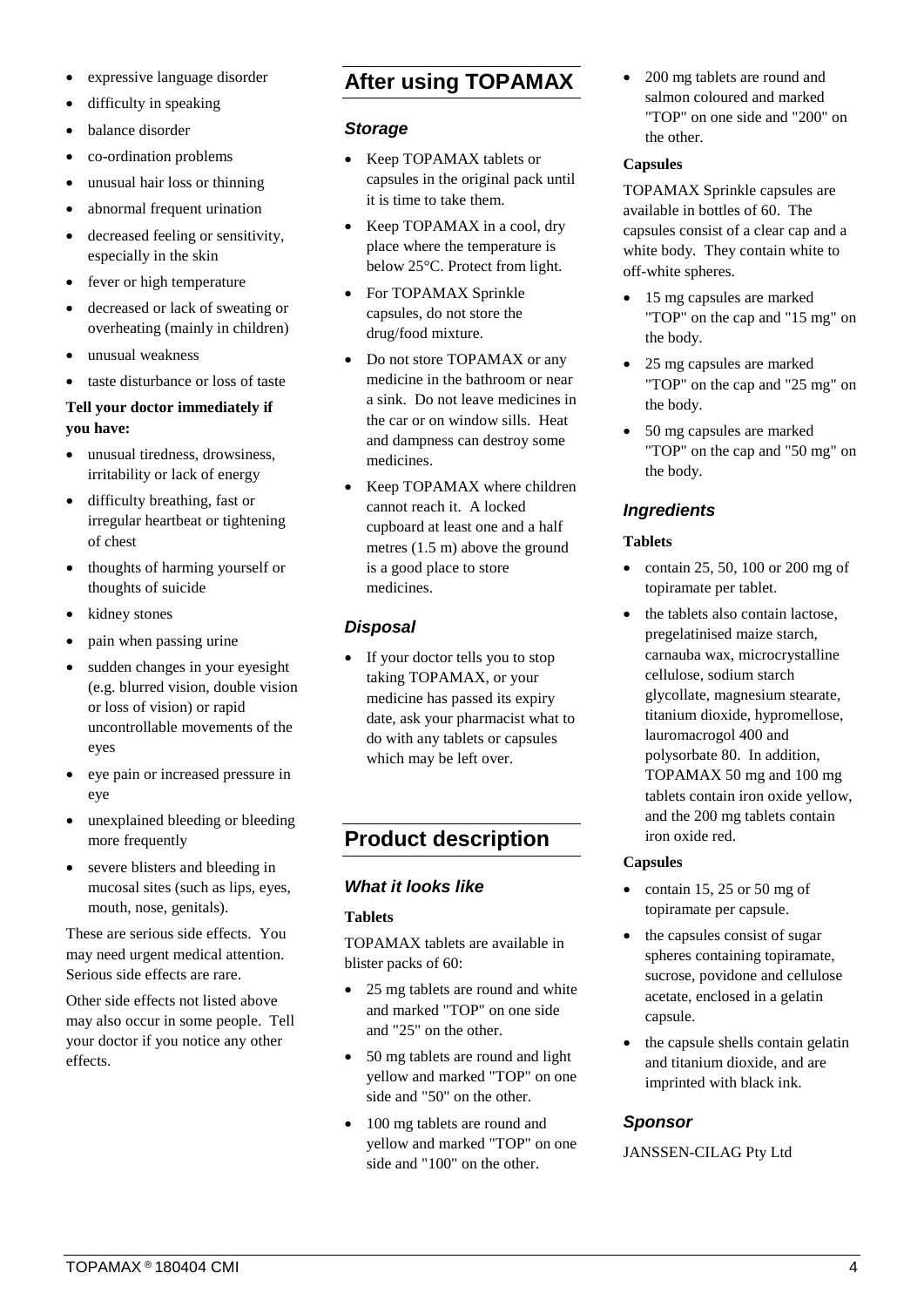- expressive language disorder
- difficulty in speaking
- balance disorder
- co-ordination problems
- unusual hair loss or thinning
- abnormal frequent urination
- decreased feeling or sensitivity, especially in the skin
- fever or high temperature
- decreased or lack of sweating or overheating (mainly in children)
- unusual weakness
- taste disturbance or loss of taste

**Tell your doctor immediately if you have:**

- unusual tiredness, drowsiness, irritability or lack of energy
- difficulty breathing, fast or irregular heartbeat or tightening of chest
- thoughts of harming yourself or thoughts of suicide
- kidney stones
- pain when passing urine
- sudden changes in your eyesight (e.g. blurred vision, double vision or loss of vision) or rapid uncontrollable movements of the eyes
- eye pain or increased pressure in eye
- unexplained bleeding or bleeding more frequently
- severe blisters and bleeding in mucosal sites (such as lips, eyes, mouth, nose, genitals).

These are serious side effects. You may need urgent medical attention. Serious side effects are rare.

Other side effects not listed above may also occur in some people. Tell your doctor if you notice any other effects.

## After using TOPAMAX

### *Storage*

- Keep TOPAMAX tablets or capsules in the original pack until it is time to take them.
- Keep TOPAMAX in a cool, dry place where the temperature is below 25°C. Protect from light.
- For TOPAMAX Sprinkle capsules, do not store the drug/food mixture.
- Do not store TOPAMAX or any medicine in the bathroom or near a sink. Do not leave medicines in the car or on window sills. Heat and dampness can destroy some medicines.
- Keep TOPAMAX where children cannot reach it. A locked cupboard at least one and a half metres (1.5 m) above the ground is a good place to store medicines.

### *Disposal*

- If your doctor tells you to stop taking TOPAMAX, or your medicine has passed its expiry date, ask your pharmacist what to do with any tablets or capsules which may be left over.

## Product description

### *What it looks like*

**Tablets**

TOPAMAX tablets are available in blister packs of 60:

- 25 mg tablets are round and white and marked "TOP" on one side and "25" on the other.
- 50 mg tablets are round and light yellow and marked "TOP" on one side and "50" on the other.
- 100 mg tablets are round and yellow and marked "TOP" on one side and "100" on the other.
- 200 mg tablets are round and salmon coloured and marked "TOP" on one side and "200" on the other.

**Capsules**

TOPAMAX Sprinkle capsules are available in bottles of 60. The capsules consist of a clear cap and a white body. They contain white to off-white spheres.

- 15 mg capsules are marked "TOP" on the cap and "15 mg" on the body.
- 25 mg capsules are marked "TOP" on the cap and "25 mg" on the body.
- 50 mg capsules are marked "TOP" on the cap and "50 mg" on the body.

### *Ingredients*

**Tablets**

- contain 25, 50, 100 or 200 mg of topiramate per tablet.
- the tablets also contain lactose, pregelatinised maize starch, carnauba wax, microcrystalline cellulose, sodium starch glycollate, magnesium stearate, titanium dioxide, hypromellose, lauromacrogol 400 and polysorbate 80. In addition, TOPAMAX 50 mg and 100 mg tablets contain iron oxide yellow, and the 200 mg tablets contain iron oxide red.

**Capsules**

- contain 15, 25 or 50 mg of topiramate per capsule.
- the capsules consist of sugar spheres containing topiramate, sucrose, povidone and cellulose acetate, enclosed in a gelatin capsule.
- the capsule shells contain gelatin and titanium dioxide, and are imprinted with black ink.

### *Sponsor*

JANSSEN-CILAG Pty Ltd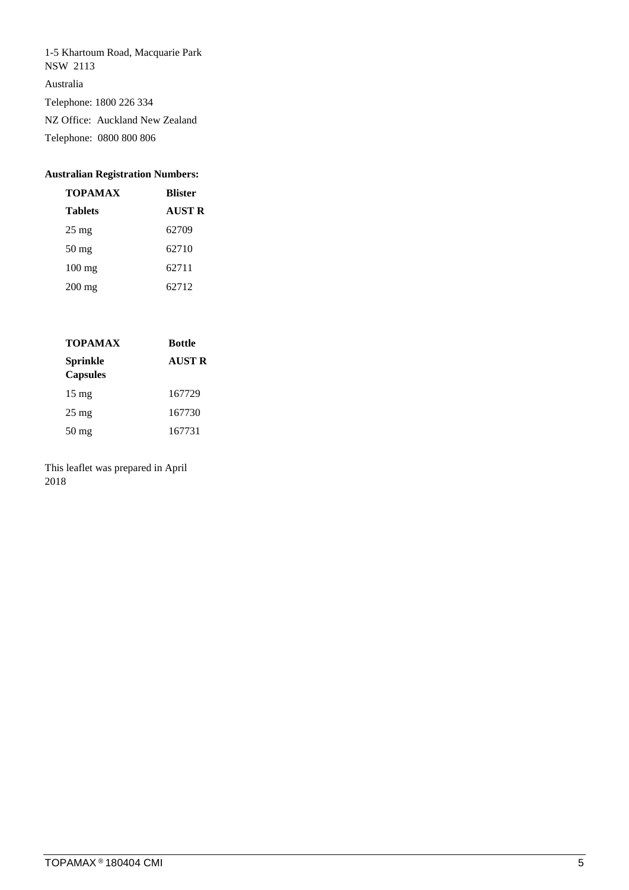1-5 Khartoum Road, Macquarie Park
NSW 2113

Australia

Telephone: 1800 226 334

NZ Office: Auckland New Zealand

Telephone: 0800 800 806

**Australian Registration Numbers:**

| **TOPAMAX Tablets** | **Blister AUST R** |
|---|---|
| 25 mg | 62709 |
| 50 mg | 62710 |
| 100 mg | 62711 |
| 200 mg | 62712 |

| **TOPAMAX Sprinkle Capsules** | **Bottle AUST R** |
|---|---|
| 15 mg | 167729 |
| 25 mg | 167730 |
| 50 mg | 167731 |

This leaflet was prepared in April 2018